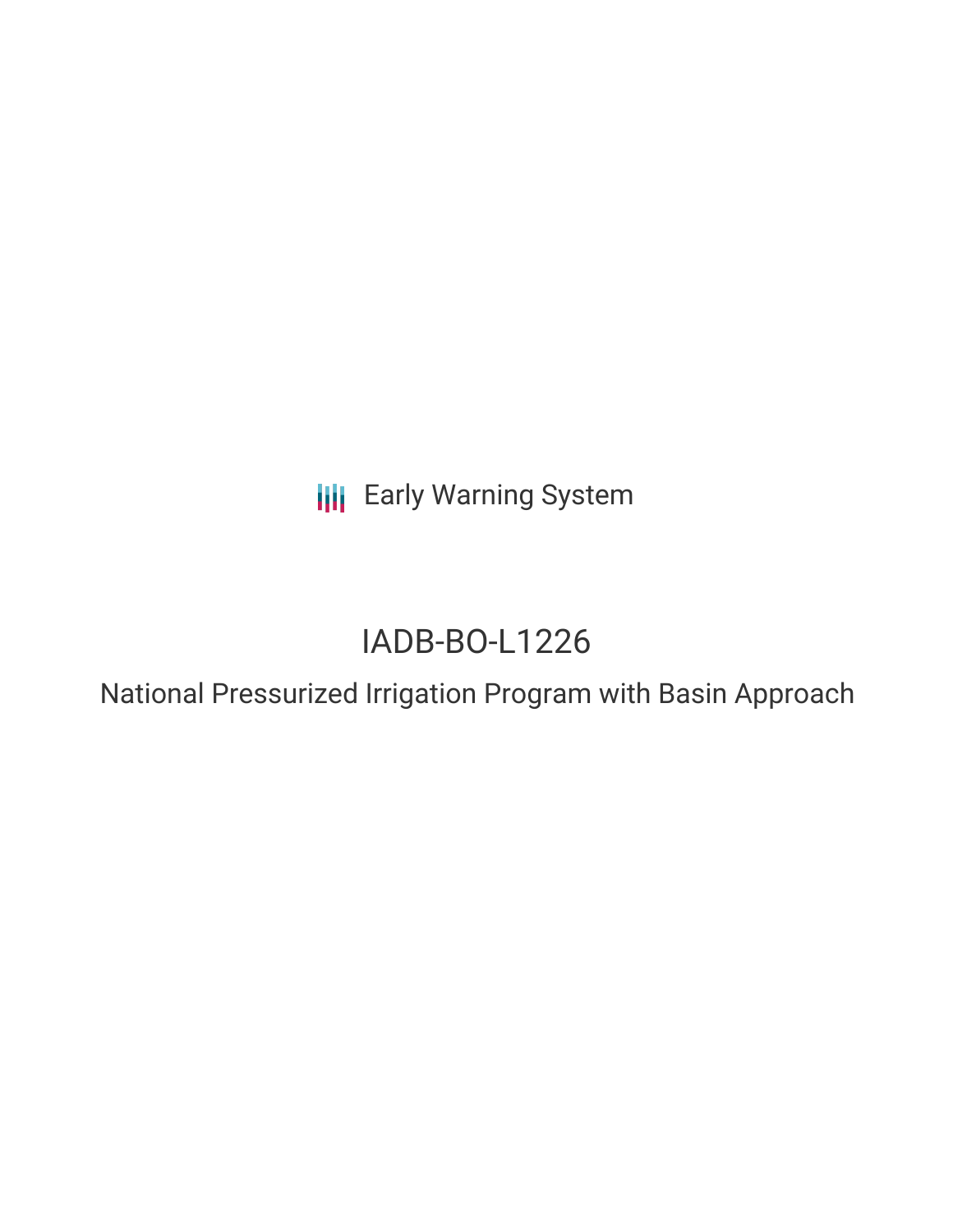Early Warning System

# IADB-BO-L1226

## National Pressurized Irrigation Program with Basin Approach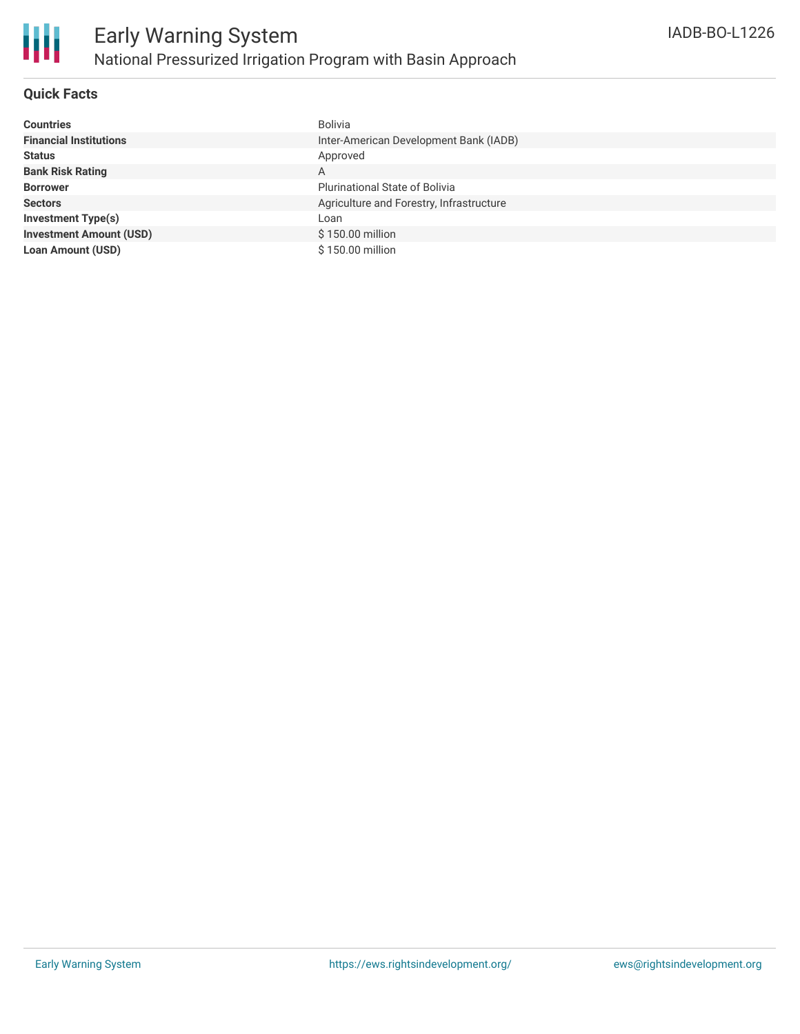# Early Warning System

## National Pressurized Irrigation Program with Basin Approach

IADB-BO-L1226

### Quick Facts

| | |
|---|---|
| **Countries** | Bolivia |
| **Financial Institutions** | Inter-American Development Bank (IADB) |
| **Status** | Approved |
| **Bank Risk Rating** | A |
| **Borrower** | Plurinational State of Bolivia |
| **Sectors** | Agriculture and Forestry, Infrastructure |
| **Investment Type(s)** | Loan |
| **Investment Amount (USD)** | $ 150.00 million |
| **Loan Amount (USD)** | $ 150.00 million |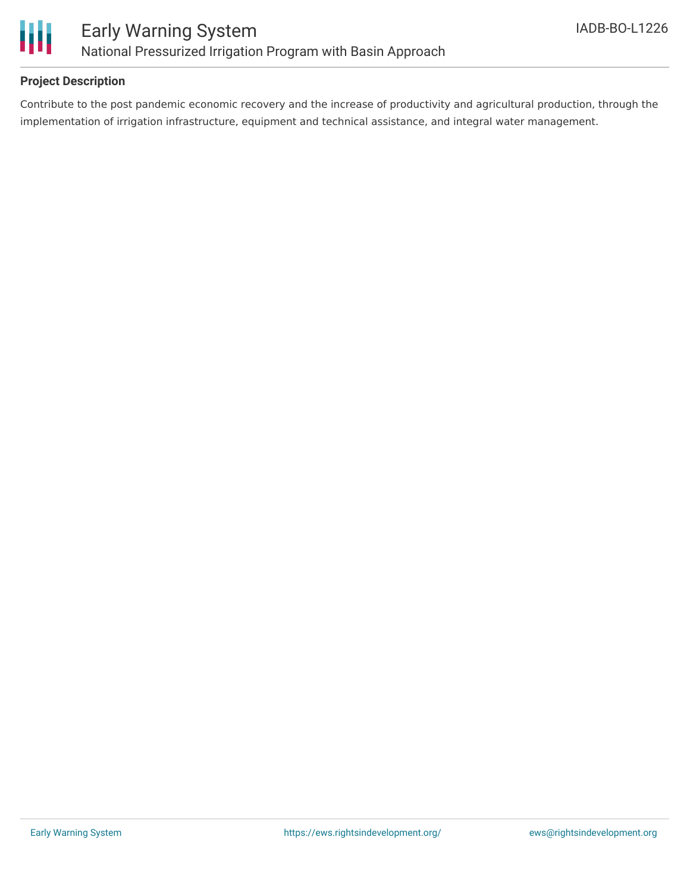## Project Description

Contribute to the post pandemic economic recovery and the increase of productivity and agricultural production, through the implementation of irrigation infrastructure, equipment and technical assistance, and integral water management.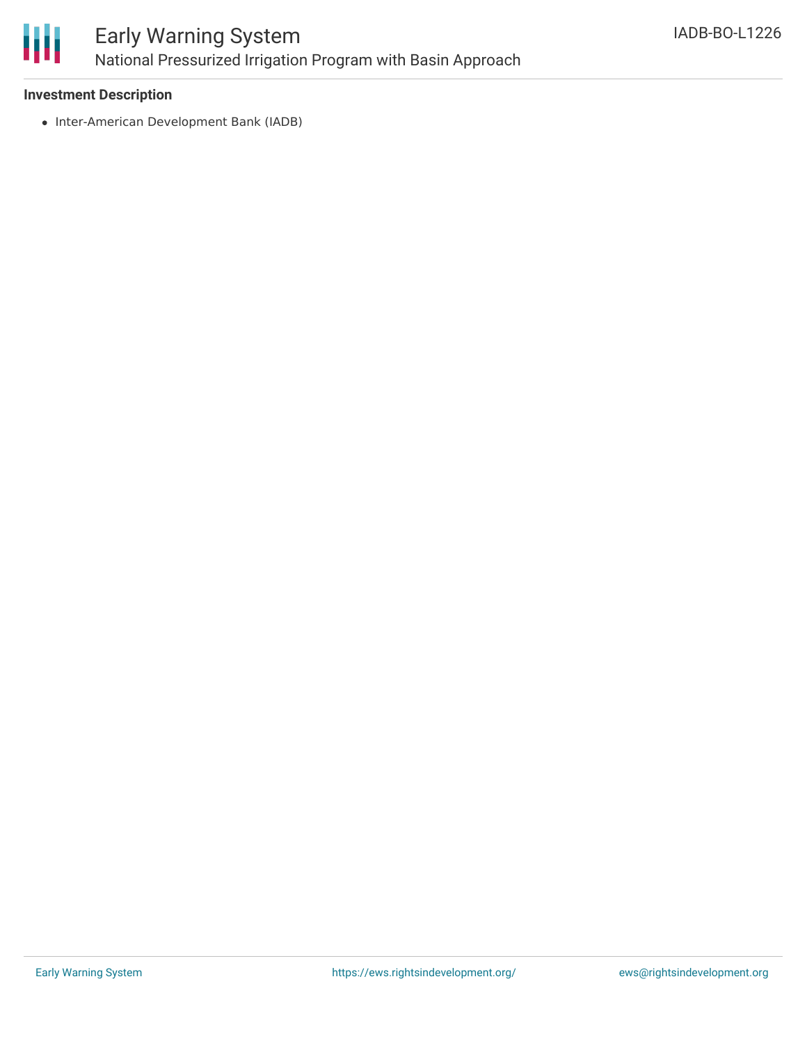**Investment Description**

- Inter-American Development Bank (IADB)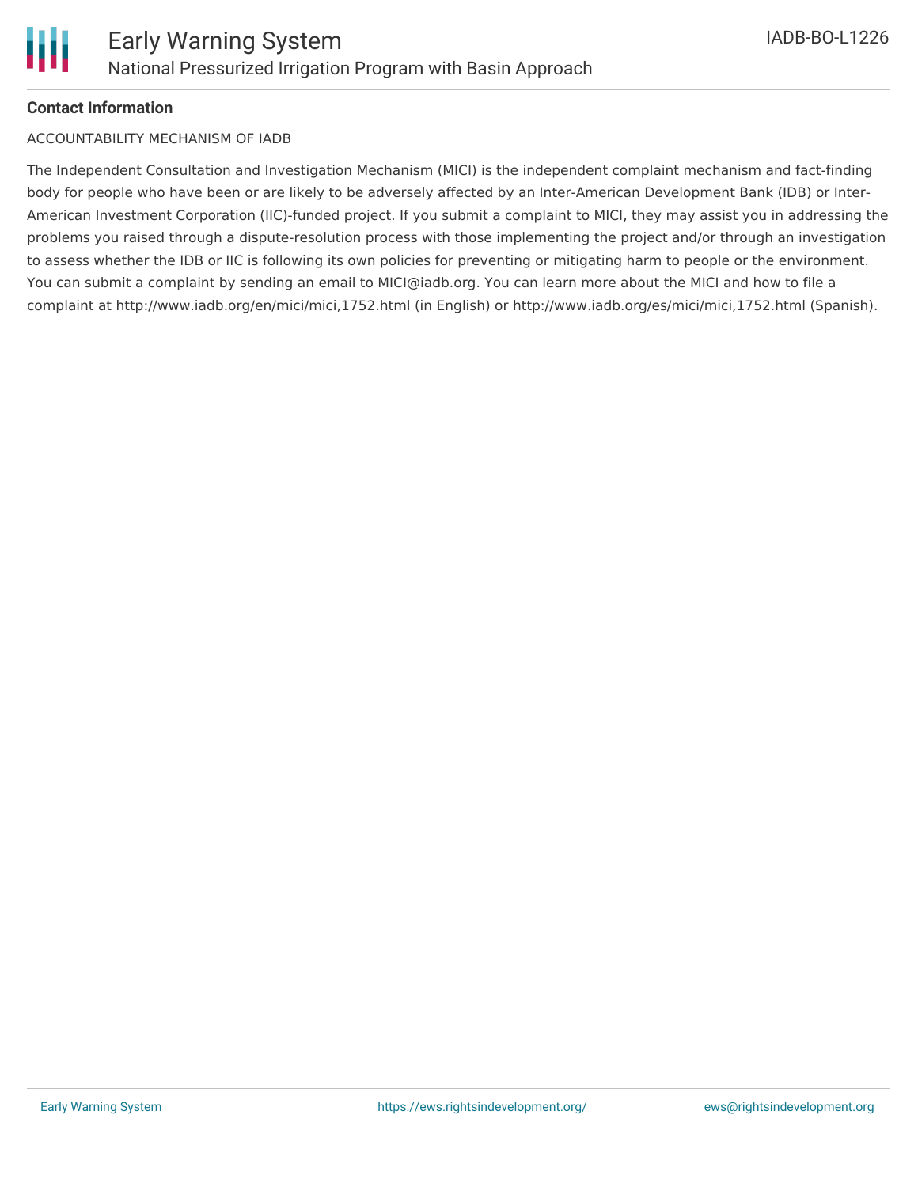**Contact Information**

ACCOUNTABILITY MECHANISM OF IADB

The Independent Consultation and Investigation Mechanism (MICI) is the independent complaint mechanism and fact-finding body for people who have been or are likely to be adversely affected by an Inter-American Development Bank (IDB) or Inter-American Investment Corporation (IIC)-funded project. If you submit a complaint to MICI, they may assist you in addressing the problems you raised through a dispute-resolution process with those implementing the project and/or through an investigation to assess whether the IDB or IIC is following its own policies for preventing or mitigating harm to people or the environment. You can submit a complaint by sending an email to MICI@iadb.org. You can learn more about the MICI and how to file a complaint at http://www.iadb.org/en/mici/mici,1752.html (in English) or http://www.iadb.org/es/mici/mici,1752.html (Spanish).